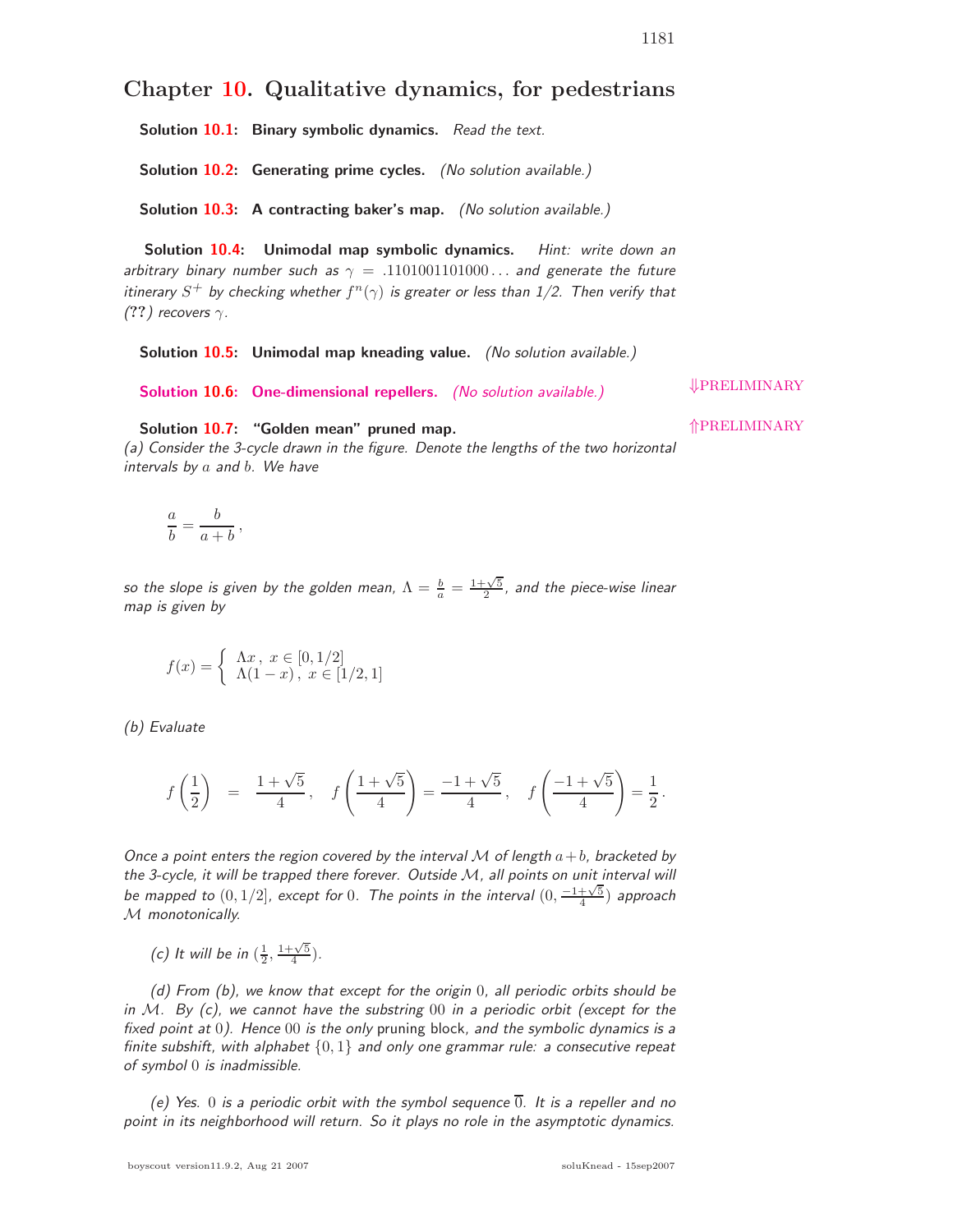# Chapter 10. Qualitative dynamics, for pedestrians

**Solution 10.1: Binary symbolic dynamics.** *Read the text.*

**Solution 10.2: Generating prime cycles.** *(No solution available.)*

**Solution 10.3: A contracting baker's map.** *(No solution available.)*

**Solution 10.4: Unimodal map symbolic dynamics.** *Hint: write down an arbitrary binary number such as $\gamma = .1101001101000\ldots$ and generate the future itinerary $S^+$ by checking whether $f^n(\gamma)$ is greater or less than 1/2. Then verify that (??) recovers $\gamma$.*

**Solution 10.5: Unimodal map kneading value.** *(No solution available.)*

⇓PRELIMINARY

**Solution 10.6: One-dimensional repellers.** *(No solution available.)*

⇑PRELIMINARY

**Solution 10.7: "Golden mean" pruned map.**
*(a) Consider the 3-cycle drawn in the figure. Denote the lengths of the two horizontal intervals by $a$ and $b$. We have*

$$\frac{a}{b} = \frac{b}{a+b}\,,$$

*so the slope is given by the golden mean, $\Lambda = \frac{b}{a} = \frac{1+\sqrt{5}}{2}$, and the piece-wise linear map is given by*

$$f(x) = \begin{cases} \Lambda x\,,\ x \in [0, 1/2] \\ \Lambda(1-x)\,,\ x \in [1/2, 1] \end{cases}$$

*(b) Evaluate*

$$f\left(\frac{1}{2}\right) = \frac{1+\sqrt{5}}{4}\,, \quad f\left(\frac{1+\sqrt{5}}{4}\right) = \frac{-1+\sqrt{5}}{4}\,, \quad f\left(\frac{-1+\sqrt{5}}{4}\right) = \frac{1}{2}\,.$$

*Once a point enters the region covered by the interval $\mathcal{M}$ of length $a+b$, bracketed by the 3-cycle, it will be trapped there forever. Outside $\mathcal{M}$, all points on unit interval will be mapped to $(0, 1/2]$, except for $0$. The points in the interval $(0, \frac{-1+\sqrt{5}}{4})$ approach $\mathcal{M}$ monotonically.*

*(c) It will be in $(\frac{1}{2}, \frac{1+\sqrt{5}}{4})$.*

*(d) From (b), we know that except for the origin $0$, all periodic orbits should be in $\mathcal{M}$. By (c), we cannot have the substring $00$ in a periodic orbit (except for the fixed point at $0$). Hence $00$ is the only* pruning block, *and the symbolic dynamics is a finite subshift, with alphabet $\{0, 1\}$ and only one grammar rule: a consecutive repeat of symbol $0$ is inadmissible.*

*(e) Yes. $0$ is a periodic orbit with the symbol sequence $\overline{0}$. It is a repeller and no point in its neighborhood will return. So it plays no role in the asymptotic dynamics.*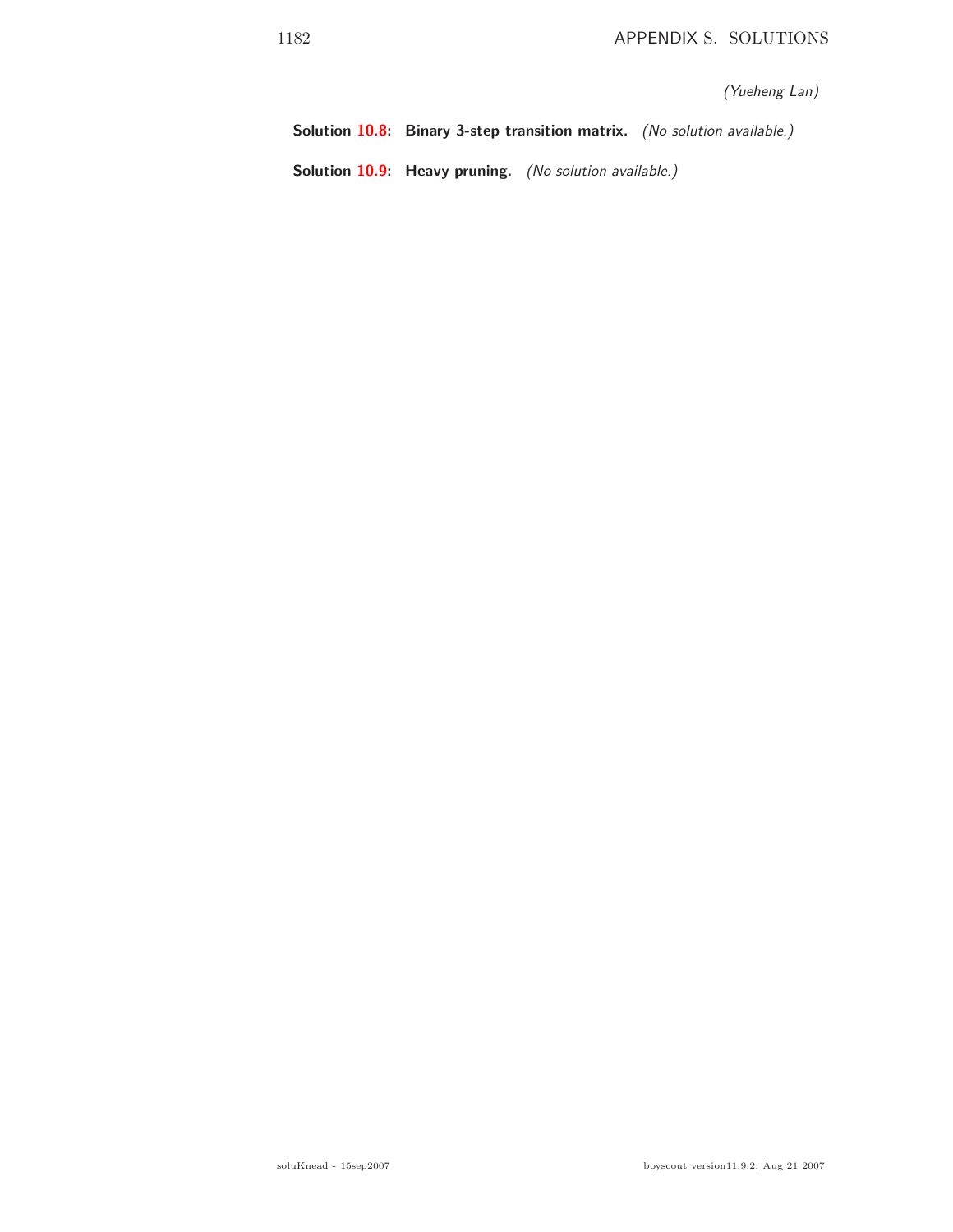*(Yueheng Lan)*

**Solution 10.8: Binary 3-step transition matrix.** *(No solution available.)*

**Solution 10.9: Heavy pruning.** *(No solution available.)*